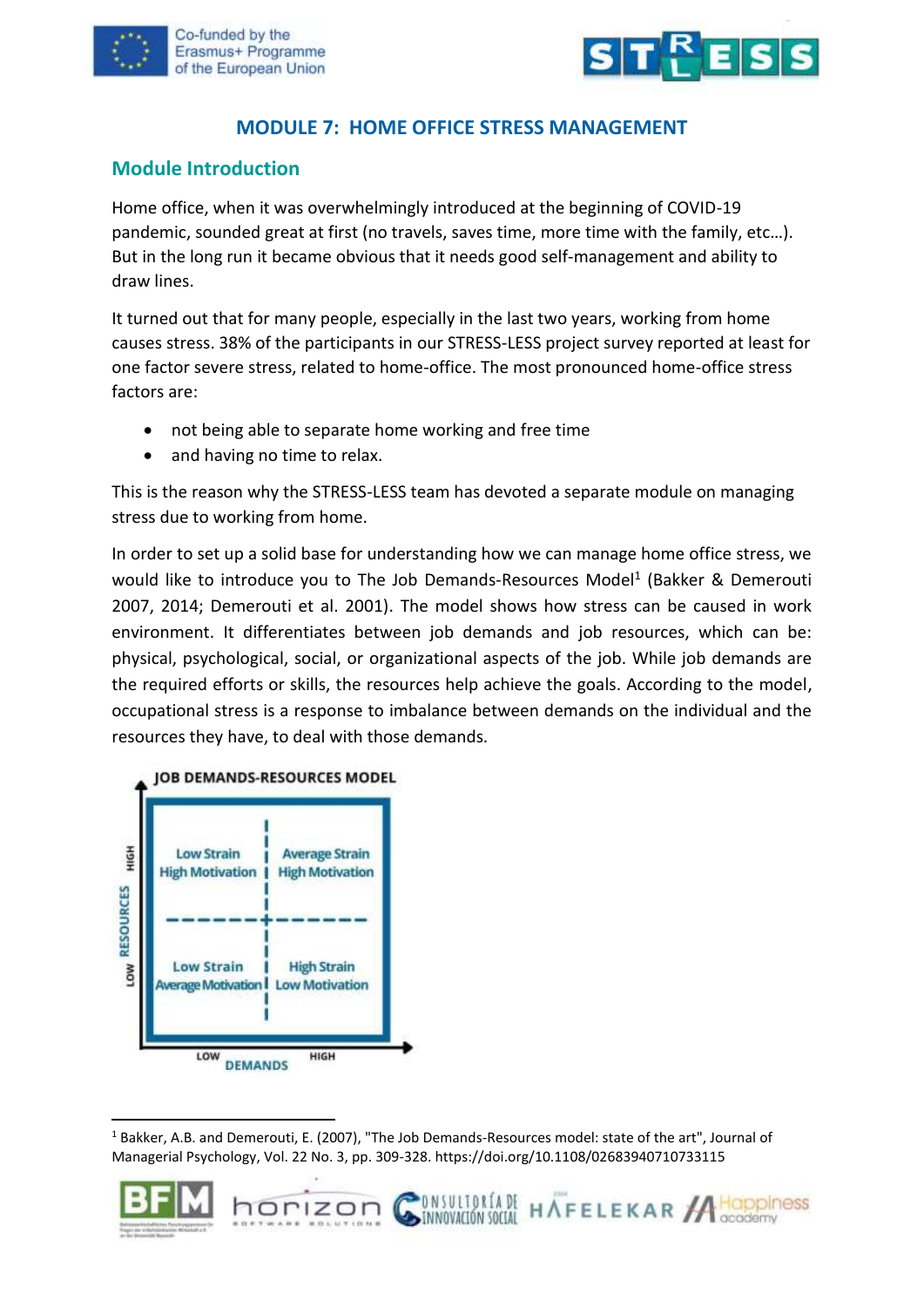# MODULE 7: HOME OFFICE STRESS MANAGEMENT

## Module Introduction

Home office, when it was overwhelmingly introduced at the beginning of COVID-19 pandemic, sounded great at first (no travels, saves time, more time with the family, etc…). But in the long run it became obvious that it needs good self-management and ability to draw lines.

It turned out that for many people, especially in the last two years, working from home causes stress. 38% of the participants in our STRESS-LESS project survey reported at least for one factor severe stress, related to home-office. The most pronounced home-office stress factors are:

- not being able to separate home working and free time
- and having no time to relax.

This is the reason why the STRESS-LESS team has devoted a separate module on managing stress due to working from home.

In order to set up a solid base for understanding how we can manage home office stress, we would like to introduce you to The Job Demands-Resources Model[1] (Bakker & Demerouti 2007, 2014; Demerouti et al. 2001). The model shows how stress can be caused in work environment. It differentiates between job demands and job resources, which can be: physical, psychological, social, or organizational aspects of the job. While job demands are the required efforts or skills, the resources help achieve the goals. According to the model, occupational stress is a response to imbalance between demands on the individual and the resources they have, to deal with those demands.

**JOB DEMANDS-RESOURCES MODEL**

| RESOURCES \ DEMANDS | LOW | HIGH |
| --- | --- | --- |
| HIGH | Low Strain High Motivation | Average Strain High Motivation |
| LOW | Low Strain Average Motivation | High Strain Low Motivation |

---

[1] Bakker, A.B. and Demerouti, E. (2007), "The Job Demands-Resources model: state of the art", Journal of Managerial Psychology, Vol. 22 No. 3, pp. 309-328. https://doi.org/10.1108/02683940710733115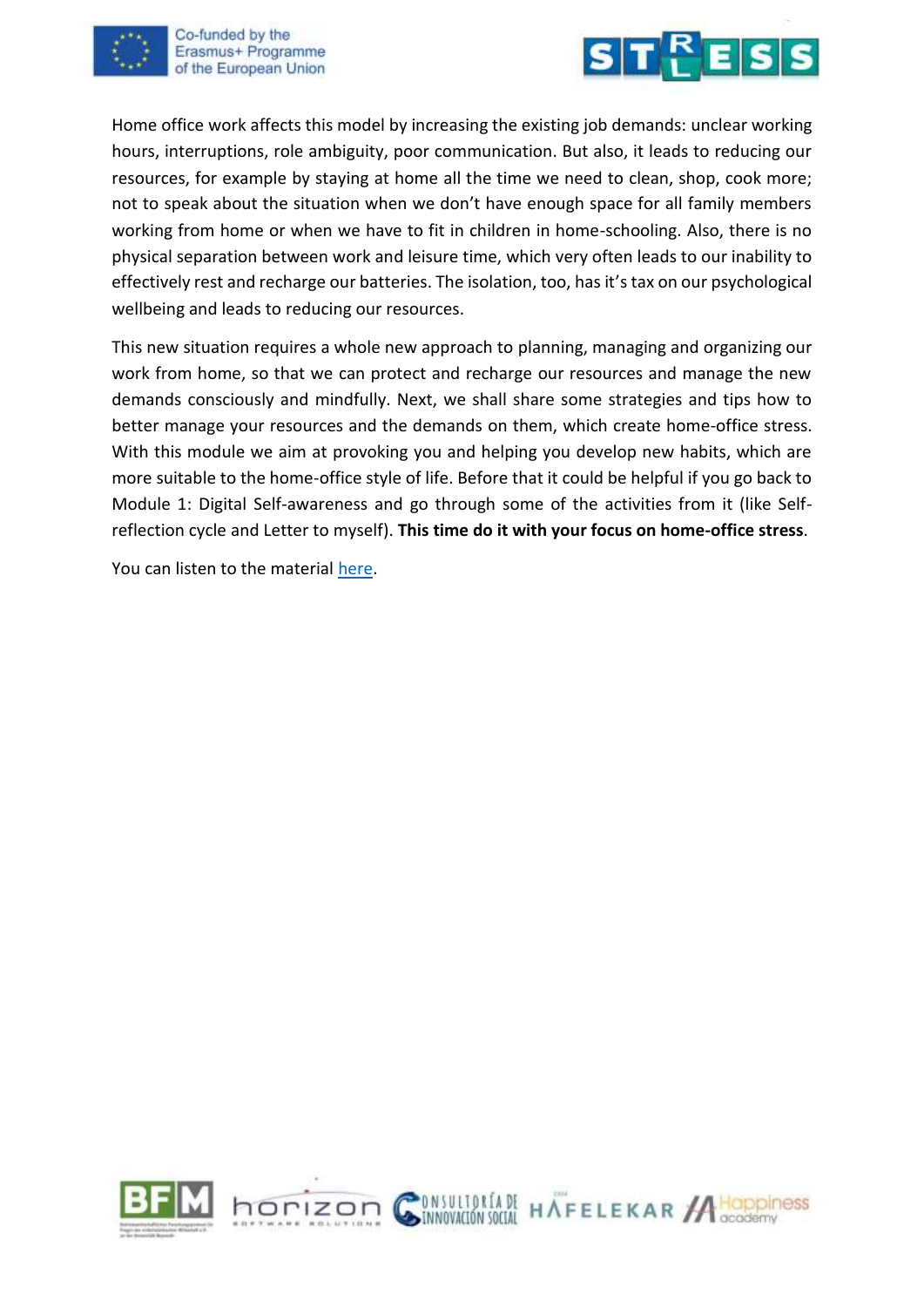Home office work affects this model by increasing the existing job demands: unclear working hours, interruptions, role ambiguity, poor communication. But also, it leads to reducing our resources, for example by staying at home all the time we need to clean, shop, cook more; not to speak about the situation when we don't have enough space for all family members working from home or when we have to fit in children in home-schooling. Also, there is no physical separation between work and leisure time, which very often leads to our inability to effectively rest and recharge our batteries. The isolation, too, has it's tax on our psychological wellbeing and leads to reducing our resources.

This new situation requires a whole new approach to planning, managing and organizing our work from home, so that we can protect and recharge our resources and manage the new demands consciously and mindfully. Next, we shall share some strategies and tips how to better manage your resources and the demands on them, which create home-office stress. With this module we aim at provoking you and helping you develop new habits, which are more suitable to the home-office style of life. Before that it could be helpful if you go back to Module 1: Digital Self-awareness and go through some of the activities from it (like Self-reflection cycle and Letter to myself). **This time do it with your focus on home-office stress**.

You can listen to the material here.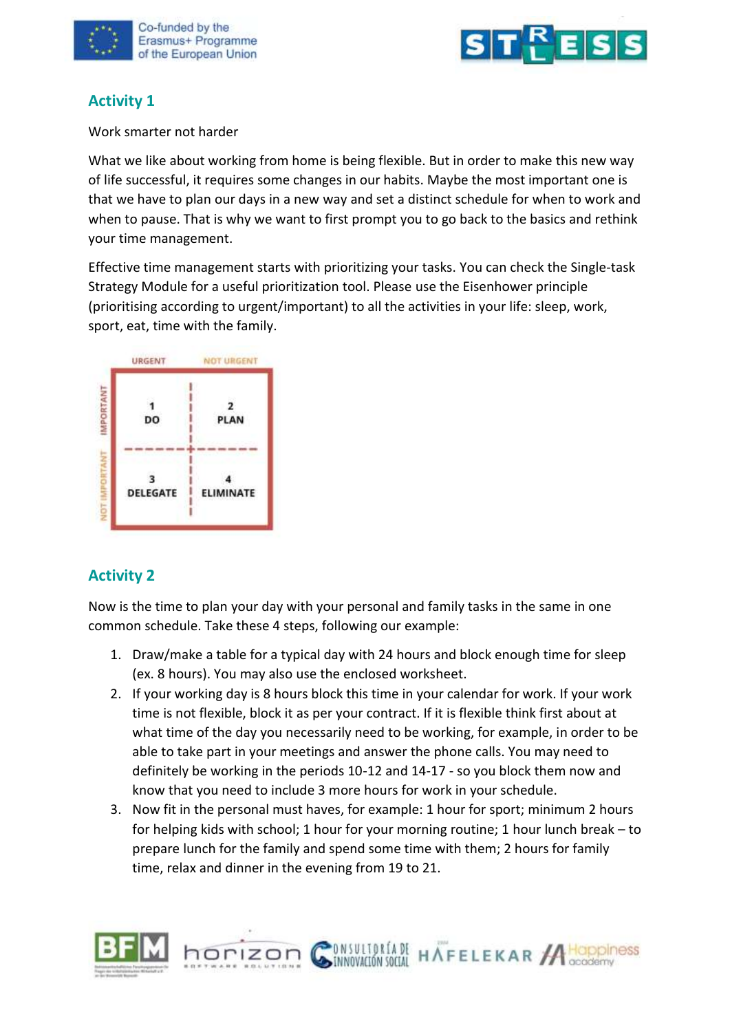## Activity 1

Work smarter not harder

What we like about working from home is being flexible. But in order to make this new way of life successful, it requires some changes in our habits. Maybe the most important one is that we have to plan our days in a new way and set a distinct schedule for when to work and when to pause. That is why we want to first prompt you to go back to the basics and rethink your time management.

Effective time management starts with prioritizing your tasks. You can check the Single-task Strategy Module for a useful prioritization tool. Please use the Eisenhower principle (prioritising according to urgent/important) to all the activities in your life: sleep, work, sport, eat, time with the family.

| | URGENT | NOT URGENT |
|---|---|---|
| IMPORTANT | 1 DO | 2 PLAN |
| NOT IMPORTANT | 3 DELEGATE | 4 ELIMINATE |

## Activity 2

Now is the time to plan your day with your personal and family tasks in the same in one common schedule. Take these 4 steps, following our example:

1. Draw/make a table for a typical day with 24 hours and block enough time for sleep (ex. 8 hours). You may also use the enclosed worksheet.
2. If your working day is 8 hours block this time in your calendar for work. If your work time is not flexible, block it as per your contract. If it is flexible think first about at what time of the day you necessarily need to be working, for example, in order to be able to take part in your meetings and answer the phone calls. You may need to definitely be working in the periods 10-12 and 14-17 - so you block them now and know that you need to include 3 more hours for work in your schedule.
3. Now fit in the personal must haves, for example: 1 hour for sport; minimum 2 hours for helping kids with school; 1 hour for your morning routine; 1 hour lunch break – to prepare lunch for the family and spend some time with them; 2 hours for family time, relax and dinner in the evening from 19 to 21.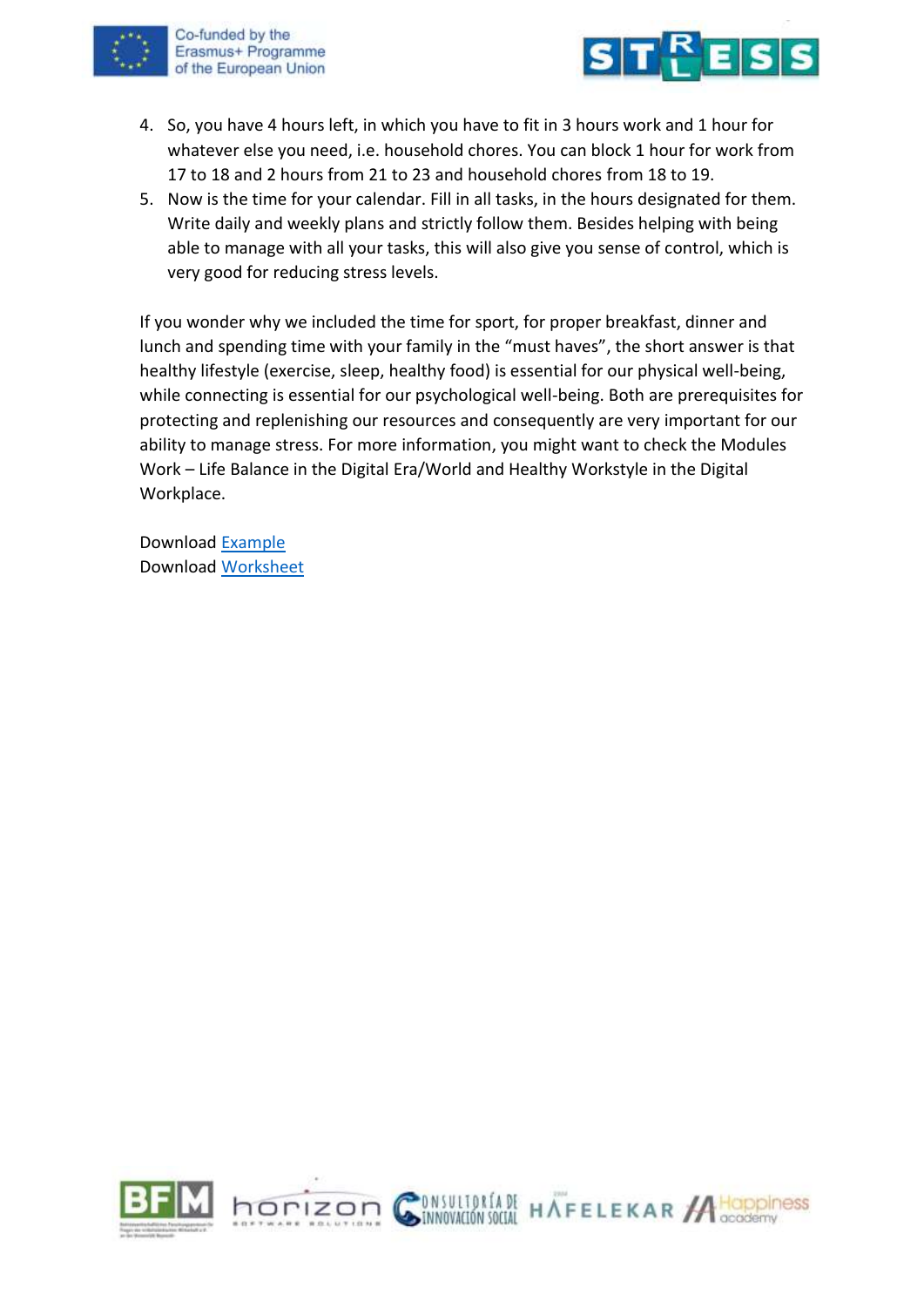4. So, you have 4 hours left, in which you have to fit in 3 hours work and 1 hour for whatever else you need, i.e. household chores. You can block 1 hour for work from 17 to 18 and 2 hours from 21 to 23 and household chores from 18 to 19.
5. Now is the time for your calendar. Fill in all tasks, in the hours designated for them. Write daily and weekly plans and strictly follow them. Besides helping with being able to manage with all your tasks, this will also give you sense of control, which is very good for reducing stress levels.

If you wonder why we included the time for sport, for proper breakfast, dinner and lunch and spending time with your family in the "must haves", the short answer is that healthy lifestyle (exercise, sleep, healthy food) is essential for our physical well-being, while connecting is essential for our psychological well-being. Both are prerequisites for protecting and replenishing our resources and consequently are very important for our ability to manage stress. For more information, you might want to check the Modules Work – Life Balance in the Digital Era/World and Healthy Workstyle in the Digital Workplace.

Download Example
Download Worksheet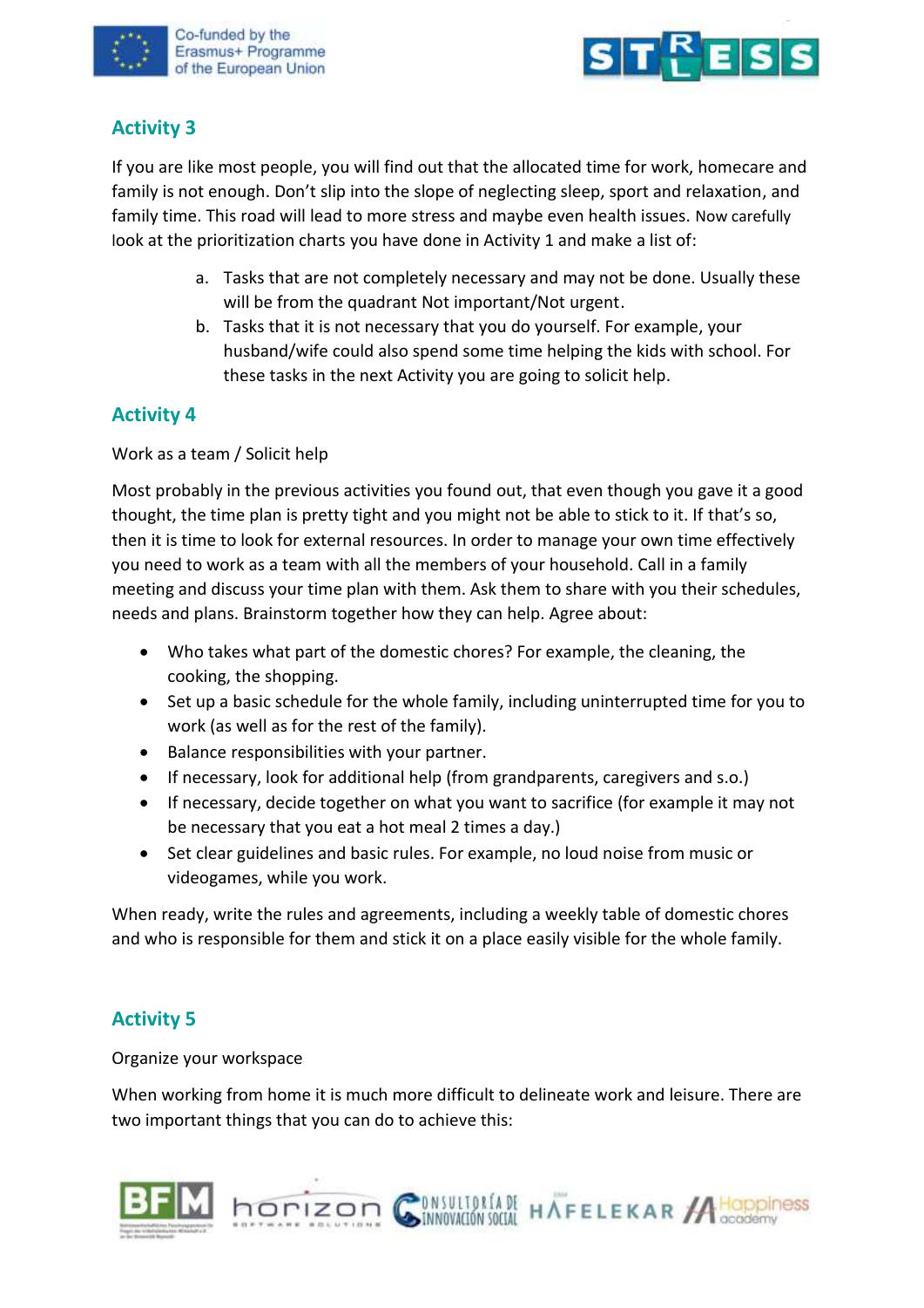## Activity 3

If you are like most people, you will find out that the allocated time for work, homecare and family is not enough. Don't slip into the slope of neglecting sleep, sport and relaxation, and family time. This road will lead to more stress and maybe even health issues. Now carefully look at the prioritization charts you have done in Activity 1 and make a list of:

a. Tasks that are not completely necessary and may not be done. Usually these will be from the quadrant Not important/Not urgent.
b. Tasks that it is not necessary that you do yourself. For example, your husband/wife could also spend some time helping the kids with school. For these tasks in the next Activity you are going to solicit help.

## Activity 4

Work as a team / Solicit help

Most probably in the previous activities you found out, that even though you gave it a good thought, the time plan is pretty tight and you might not be able to stick to it. If that's so, then it is time to look for external resources. In order to manage your own time effectively you need to work as a team with all the members of your household. Call in a family meeting and discuss your time plan with them. Ask them to share with you their schedules, needs and plans. Brainstorm together how they can help. Agree about:

- Who takes what part of the domestic chores? For example, the cleaning, the cooking, the shopping.
- Set up a basic schedule for the whole family, including uninterrupted time for you to work (as well as for the rest of the family).
- Balance responsibilities with your partner.
- If necessary, look for additional help (from grandparents, caregivers and s.o.)
- If necessary, decide together on what you want to sacrifice (for example it may not be necessary that you eat a hot meal 2 times a day.)
- Set clear guidelines and basic rules. For example, no loud noise from music or videogames, while you work.

When ready, write the rules and agreements, including a weekly table of domestic chores and who is responsible for them and stick it on a place easily visible for the whole family.

## Activity 5

Organize your workspace

When working from home it is much more difficult to delineate work and leisure. There are two important things that you can do to achieve this: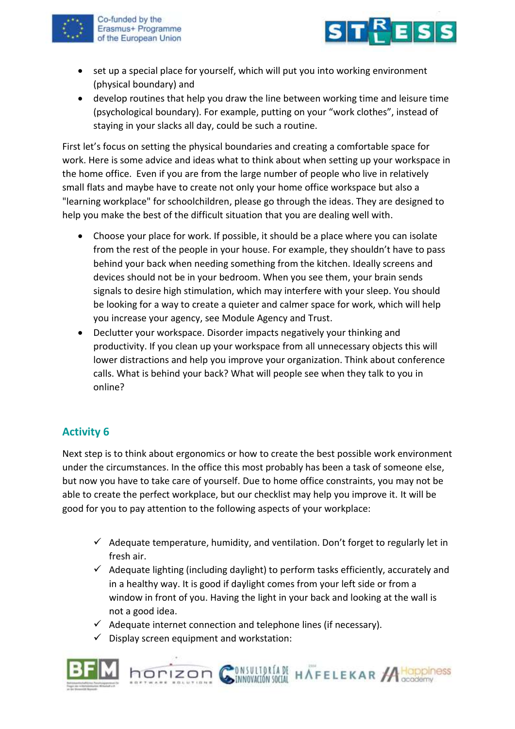- set up a special place for yourself, which will put you into working environment (physical boundary) and
- develop routines that help you draw the line between working time and leisure time (psychological boundary). For example, putting on your "work clothes", instead of staying in your slacks all day, could be such a routine.

First let's focus on setting the physical boundaries and creating a comfortable space for work. Here is some advice and ideas what to think about when setting up your workspace in the home office. Even if you are from the large number of people who live in relatively small flats and maybe have to create not only your home office workspace but also a "learning workplace" for schoolchildren, please go through the ideas. They are designed to help you make the best of the difficult situation that you are dealing well with.

- Choose your place for work. If possible, it should be a place where you can isolate from the rest of the people in your house. For example, they shouldn't have to pass behind your back when needing something from the kitchen. Ideally screens and devices should not be in your bedroom. When you see them, your brain sends signals to desire high stimulation, which may interfere with your sleep. You should be looking for a way to create a quieter and calmer space for work, which will help you increase your agency, see Module Agency and Trust.
- Declutter your workspace. Disorder impacts negatively your thinking and productivity. If you clean up your workspace from all unnecessary objects this will lower distractions and help you improve your organization. Think about conference calls. What is behind your back? What will people see when they talk to you in online?

## Activity 6

Next step is to think about ergonomics or how to create the best possible work environment under the circumstances. In the office this most probably has been a task of someone else, but now you have to take care of yourself. Due to home office constraints, you may not be able to create the perfect workplace, but our checklist may help you improve it. It will be good for you to pay attention to the following aspects of your workplace:

- ✓ Adequate temperature, humidity, and ventilation. Don't forget to regularly let in fresh air.
- ✓ Adequate lighting (including daylight) to perform tasks efficiently, accurately and in a healthy way. It is good if daylight comes from your left side or from a window in front of you. Having the light in your back and looking at the wall is not a good idea.
- ✓ Adequate internet connection and telephone lines (if necessary).
- ✓ Display screen equipment and workstation: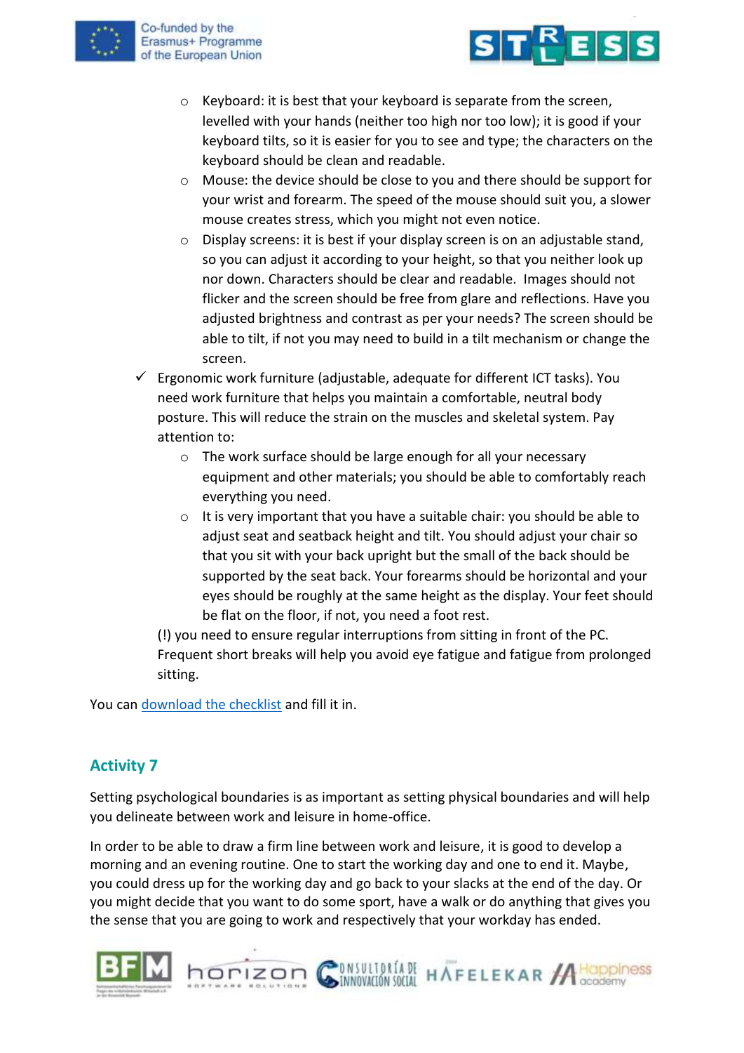- Keyboard: it is best that your keyboard is separate from the screen, levelled with your hands (neither too high nor too low); it is good if your keyboard tilts, so it is easier for you to see and type; the characters on the keyboard should be clean and readable.
  - Mouse: the device should be close to you and there should be support for your wrist and forearm. The speed of the mouse should suit you, a slower mouse creates stress, which you might not even notice.
  - Display screens: it is best if your display screen is on an adjustable stand, so you can adjust it according to your height, so that you neither look up nor down. Characters should be clear and readable. Images should not flicker and the screen should be free from glare and reflections. Have you adjusted brightness and contrast as per your needs? The screen should be able to tilt, if not you may need to build in a tilt mechanism or change the screen.

- ✓ Ergonomic work furniture (adjustable, adequate for different ICT tasks). You need work furniture that helps you maintain a comfortable, neutral body posture. This will reduce the strain on the muscles and skeletal system. Pay attention to:
  - The work surface should be large enough for all your necessary equipment and other materials; you should be able to comfortably reach everything you need.
  - It is very important that you have a suitable chair: you should be able to adjust seat and seatback height and tilt. You should adjust your chair so that you sit with your back upright but the small of the back should be supported by the seat back. Your forearms should be horizontal and your eyes should be roughly at the same height as the display. Your feet should be flat on the floor, if not, you need a foot rest.

  (!) you need to ensure regular interruptions from sitting in front of the PC. Frequent short breaks will help you avoid eye fatigue and fatigue from prolonged sitting.

You can download the checklist and fill it in.

## Activity 7

Setting psychological boundaries is as important as setting physical boundaries and will help you delineate between work and leisure in home-office.

In order to be able to draw a firm line between work and leisure, it is good to develop a morning and an evening routine. One to start the working day and one to end it. Maybe, you could dress up for the working day and go back to your slacks at the end of the day. Or you might decide that you want to do some sport, have a walk or do anything that gives you the sense that you are going to work and respectively that your workday has ended.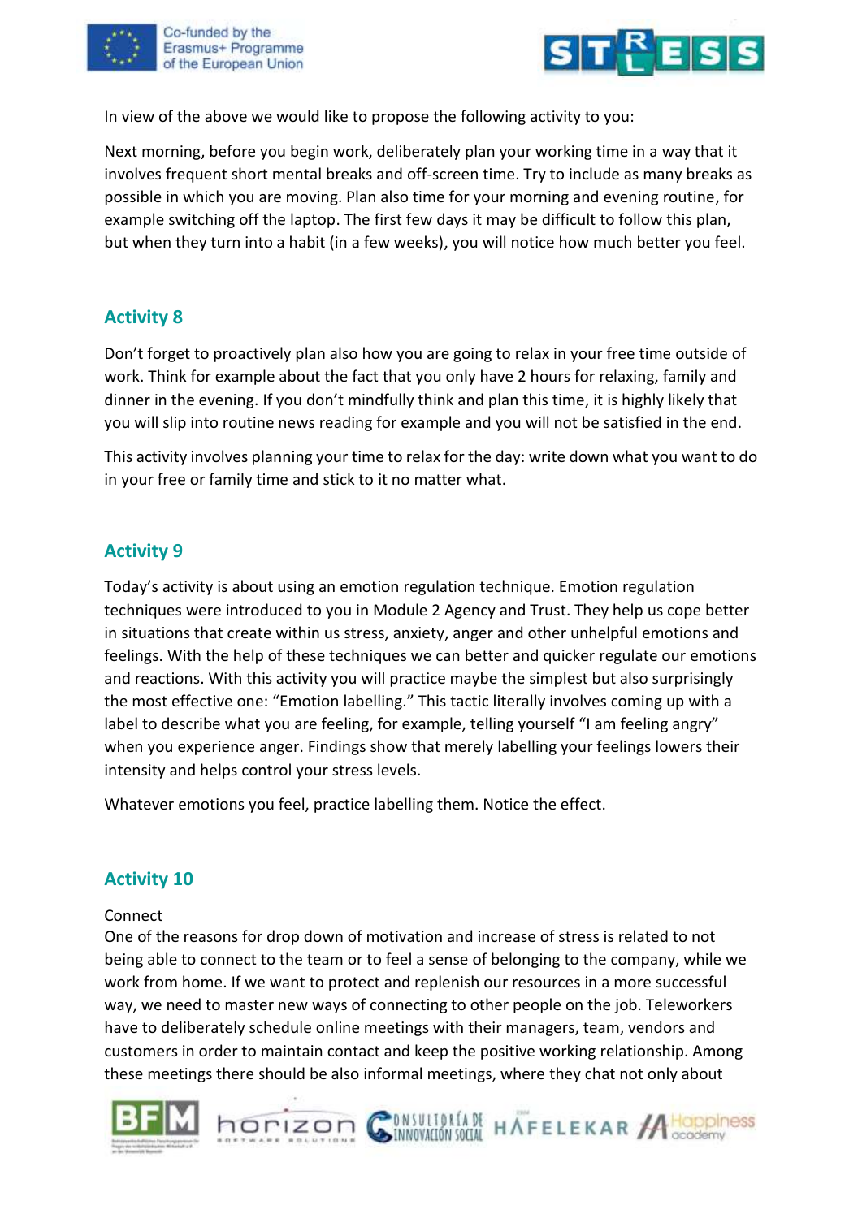In view of the above we would like to propose the following activity to you:

Next morning, before you begin work, deliberately plan your working time in a way that it involves frequent short mental breaks and off-screen time. Try to include as many breaks as possible in which you are moving. Plan also time for your morning and evening routine, for example switching off the laptop. The first few days it may be difficult to follow this plan, but when they turn into a habit (in a few weeks), you will notice how much better you feel.

## Activity 8

Don't forget to proactively plan also how you are going to relax in your free time outside of work. Think for example about the fact that you only have 2 hours for relaxing, family and dinner in the evening. If you don't mindfully think and plan this time, it is highly likely that you will slip into routine news reading for example and you will not be satisfied in the end.

This activity involves planning your time to relax for the day: write down what you want to do in your free or family time and stick to it no matter what.

## Activity 9

Today's activity is about using an emotion regulation technique. Emotion regulation techniques were introduced to you in Module 2 Agency and Trust. They help us cope better in situations that create within us stress, anxiety, anger and other unhelpful emotions and feelings. With the help of these techniques we can better and quicker regulate our emotions and reactions. With this activity you will practice maybe the simplest but also surprisingly the most effective one: "Emotion labelling." This tactic literally involves coming up with a label to describe what you are feeling, for example, telling yourself "I am feeling angry" when you experience anger. Findings show that merely labelling your feelings lowers their intensity and helps control your stress levels.

Whatever emotions you feel, practice labelling them. Notice the effect.

## Activity 10

Connect

One of the reasons for drop down of motivation and increase of stress is related to not being able to connect to the team or to feel a sense of belonging to the company, while we work from home. If we want to protect and replenish our resources in a more successful way, we need to master new ways of connecting to other people on the job. Teleworkers have to deliberately schedule online meetings with their managers, team, vendors and customers in order to maintain contact and keep the positive working relationship. Among these meetings there should be also informal meetings, where they chat not only about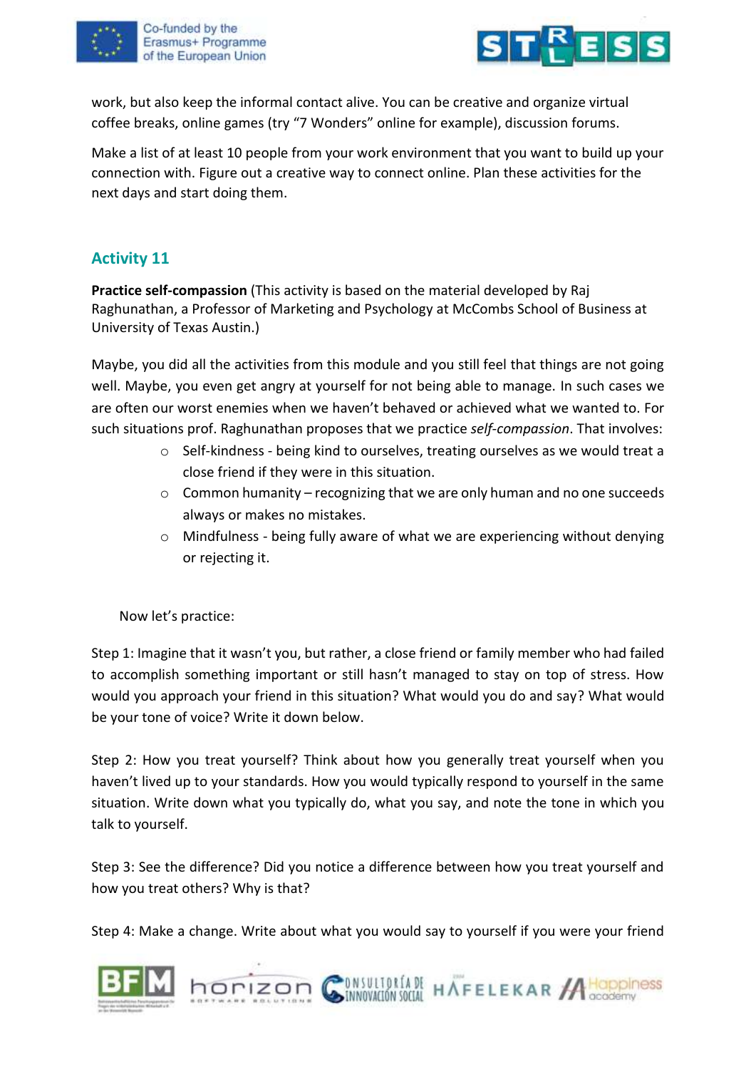work, but also keep the informal contact alive. You can be creative and organize virtual coffee breaks, online games (try "7 Wonders" online for example), discussion forums.

Make a list of at least 10 people from your work environment that you want to build up your connection with. Figure out a creative way to connect online. Plan these activities for the next days and start doing them.

## Activity 11

**Practice self-compassion** (This activity is based on the material developed by Raj Raghunathan, a Professor of Marketing and Psychology at McCombs School of Business at University of Texas Austin.)

Maybe, you did all the activities from this module and you still feel that things are not going well. Maybe, you even get angry at yourself for not being able to manage. In such cases we are often our worst enemies when we haven't behaved or achieved what we wanted to. For such situations prof. Raghunathan proposes that we practice *self-compassion*. That involves:

- Self-kindness - being kind to ourselves, treating ourselves as we would treat a close friend if they were in this situation.
- Common humanity – recognizing that we are only human and no one succeeds always or makes no mistakes.
- Mindfulness - being fully aware of what we are experiencing without denying or rejecting it.

Now let's practice:

Step 1: Imagine that it wasn't you, but rather, a close friend or family member who had failed to accomplish something important or still hasn't managed to stay on top of stress. How would you approach your friend in this situation? What would you do and say? What would be your tone of voice? Write it down below.

Step 2: How you treat yourself? Think about how you generally treat yourself when you haven't lived up to your standards. How you would typically respond to yourself in the same situation. Write down what you typically do, what you say, and note the tone in which you talk to yourself.

Step 3: See the difference? Did you notice a difference between how you treat yourself and how you treat others? Why is that?

Step 4: Make a change. Write about what you would say to yourself if you were your friend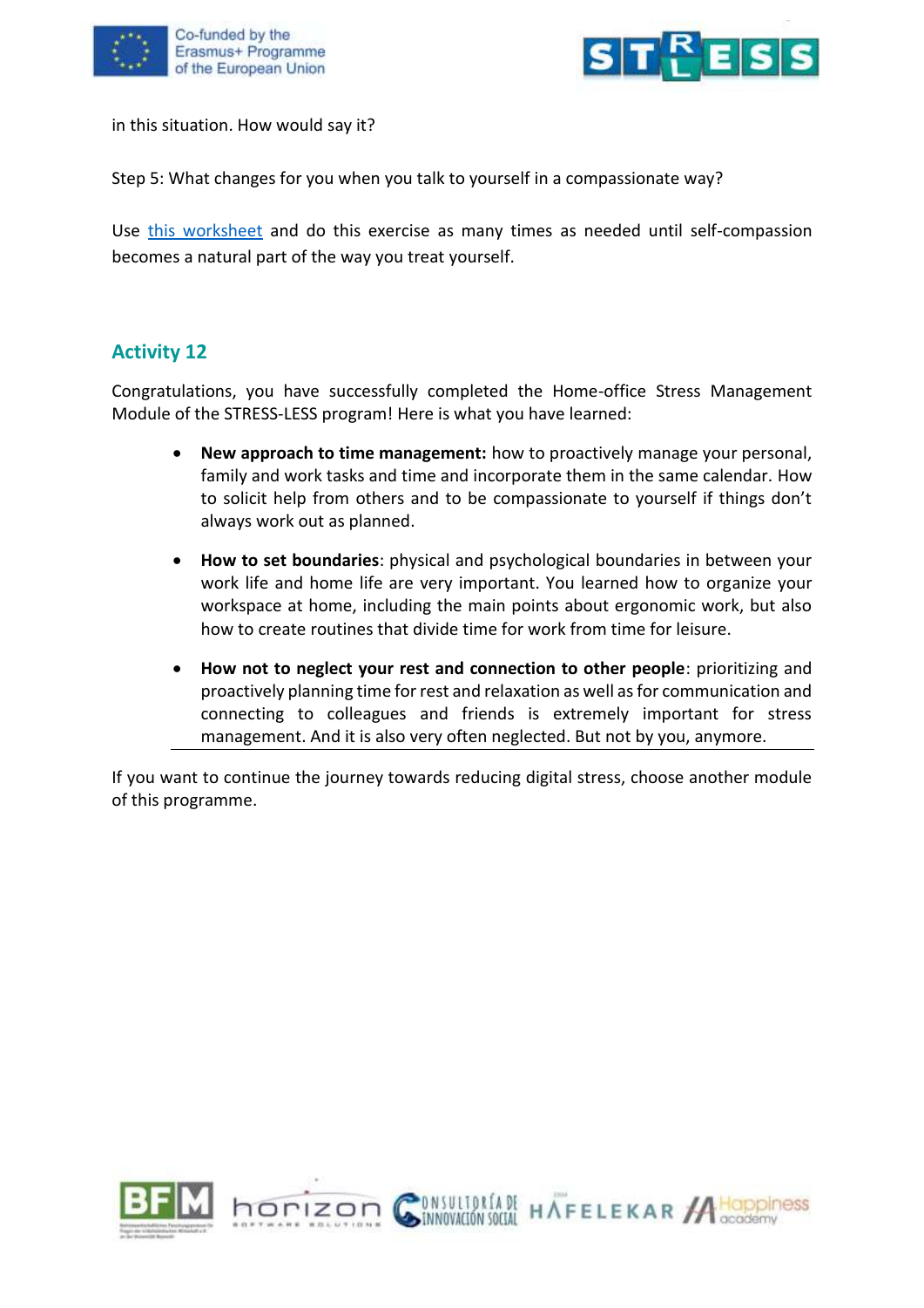in this situation. How would say it?

Step 5: What changes for you when you talk to yourself in a compassionate way?

Use this worksheet and do this exercise as many times as needed until self-compassion becomes a natural part of the way you treat yourself.

## Activity 12

Congratulations, you have successfully completed the Home-office Stress Management Module of the STRESS-LESS program! Here is what you have learned:

- **New approach to time management:** how to proactively manage your personal, family and work tasks and time and incorporate them in the same calendar. How to solicit help from others and to be compassionate to yourself if things don't always work out as planned.
- **How to set boundaries**: physical and psychological boundaries in between your work life and home life are very important. You learned how to organize your workspace at home, including the main points about ergonomic work, but also how to create routines that divide time for work from time for leisure.
- **How not to neglect your rest and connection to other people**: prioritizing and proactively planning time for rest and relaxation as well as for communication and connecting to colleagues and friends is extremely important for stress management. And it is also very often neglected. But not by you, anymore.

If you want to continue the journey towards reducing digital stress, choose another module of this programme.